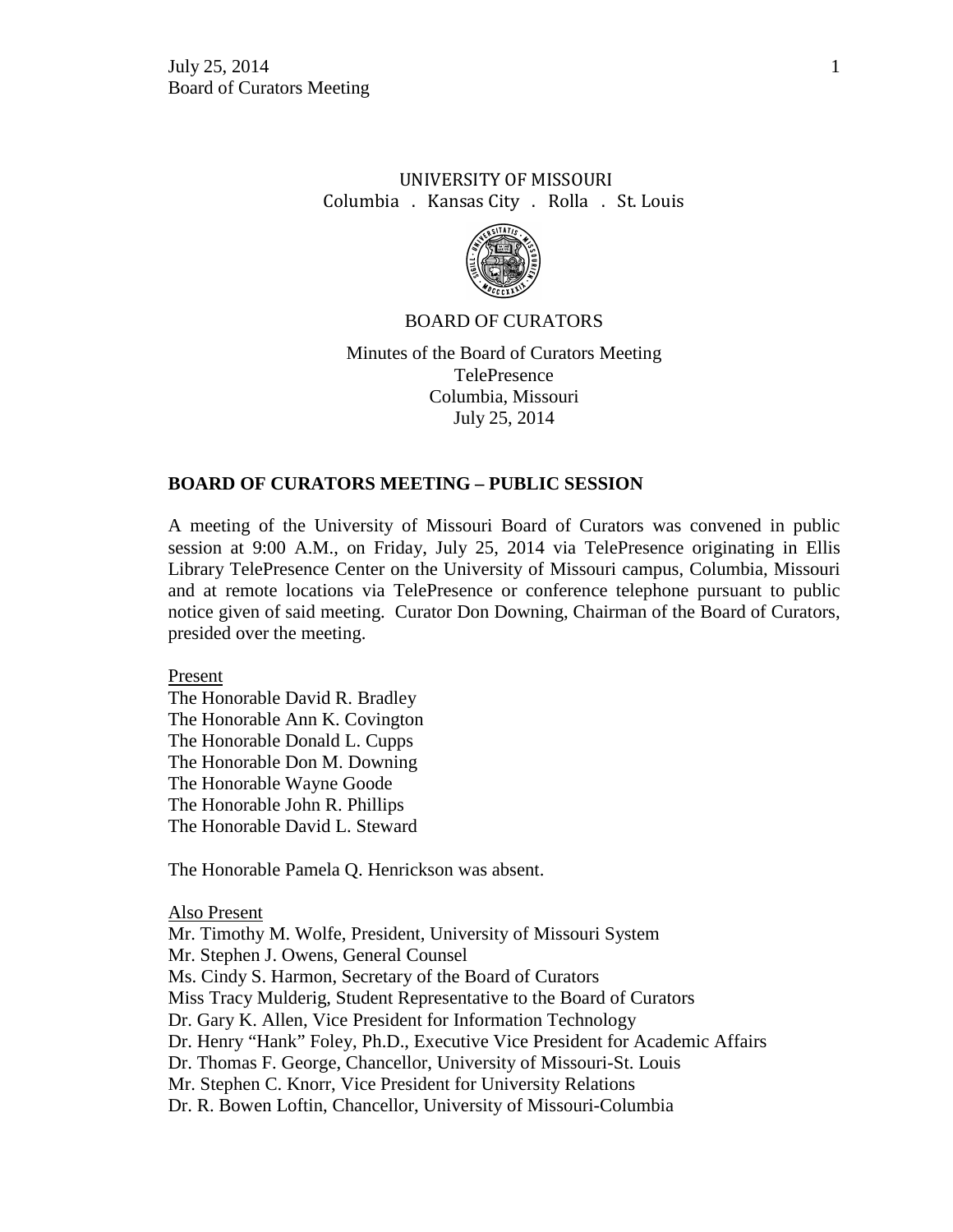UNIVERSITY OF MISSOURI

Columbia . Kansas City . Rolla . St. Louis

BOARD OF CURATORS

Minutes of the Board of Curators Meeting

TelePresence

Columbia, Missouri

July 25, 2014

## BOARD OF CURATORS MEETING – PUBLIC SESSION

A meeting of the University of Missouri Board of Curators was convened in public session at 9:00 A.M., on Friday, July 25, 2014 via TelePresence originating in Ellis Library TelePresence Center on the University of Missouri campus, Columbia, Missouri and at remote locations via TelePresence or conference telephone pursuant to public notice given of said meeting. Curator Don Downing, Chairman of the Board of Curators, presided over the meeting.

Present

The Honorable David R. Bradley
The Honorable Ann K. Covington
The Honorable Donald L. Cupps
The Honorable Don M. Downing
The Honorable Wayne Goode
The Honorable John R. Phillips
The Honorable David L. Steward

The Honorable Pamela Q. Henrickson was absent.

Also Present

Mr. Timothy M. Wolfe, President, University of Missouri System
Mr. Stephen J. Owens, General Counsel
Ms. Cindy S. Harmon, Secretary of the Board of Curators
Miss Tracy Mulderig, Student Representative to the Board of Curators
Dr. Gary K. Allen, Vice President for Information Technology
Dr. Henry "Hank" Foley, Ph.D., Executive Vice President for Academic Affairs
Dr. Thomas F. George, Chancellor, University of Missouri-St. Louis
Mr. Stephen C. Knorr, Vice President for University Relations
Dr. R. Bowen Loftin, Chancellor, University of Missouri-Columbia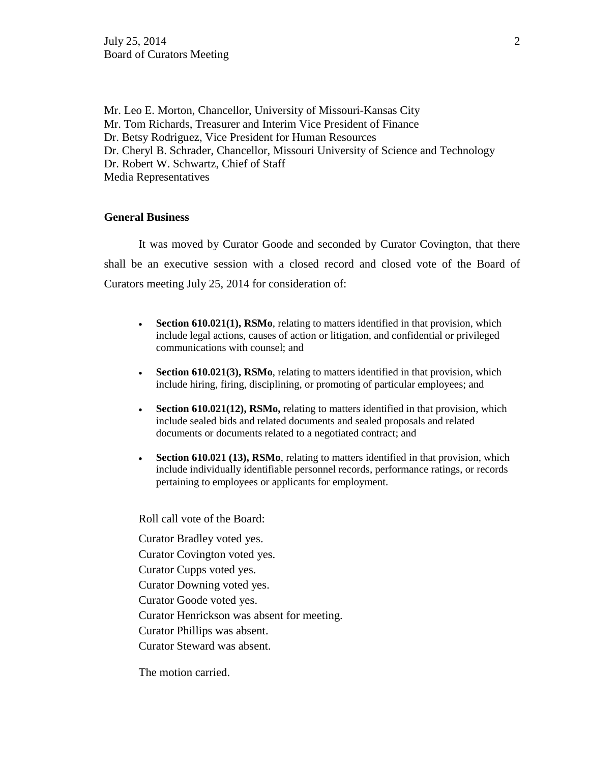Mr. Leo E. Morton, Chancellor, University of Missouri-Kansas City
Mr. Tom Richards, Treasurer and Interim Vice President of Finance
Dr. Betsy Rodriguez, Vice President for Human Resources
Dr. Cheryl B. Schrader, Chancellor, Missouri University of Science and Technology
Dr. Robert W. Schwartz, Chief of Staff
Media Representatives

**General Business**

It was moved by Curator Goode and seconded by Curator Covington, that there shall be an executive session with a closed record and closed vote of the Board of Curators meeting July 25, 2014 for consideration of:

- **Section 610.021(1), RSMo**, relating to matters identified in that provision, which include legal actions, causes of action or litigation, and confidential or privileged communications with counsel; and
- **Section 610.021(3), RSMo**, relating to matters identified in that provision, which include hiring, firing, disciplining, or promoting of particular employees; and
- **Section 610.021(12), RSMo,** relating to matters identified in that provision, which include sealed bids and related documents and sealed proposals and related documents or documents related to a negotiated contract; and
- **Section 610.021 (13), RSMo**, relating to matters identified in that provision, which include individually identifiable personnel records, performance ratings, or records pertaining to employees or applicants for employment.

Roll call vote of the Board:

Curator Bradley voted yes.
Curator Covington voted yes.
Curator Cupps voted yes.
Curator Downing voted yes.
Curator Goode voted yes.
Curator Henrickson was absent for meeting.
Curator Phillips was absent.
Curator Steward was absent.

The motion carried.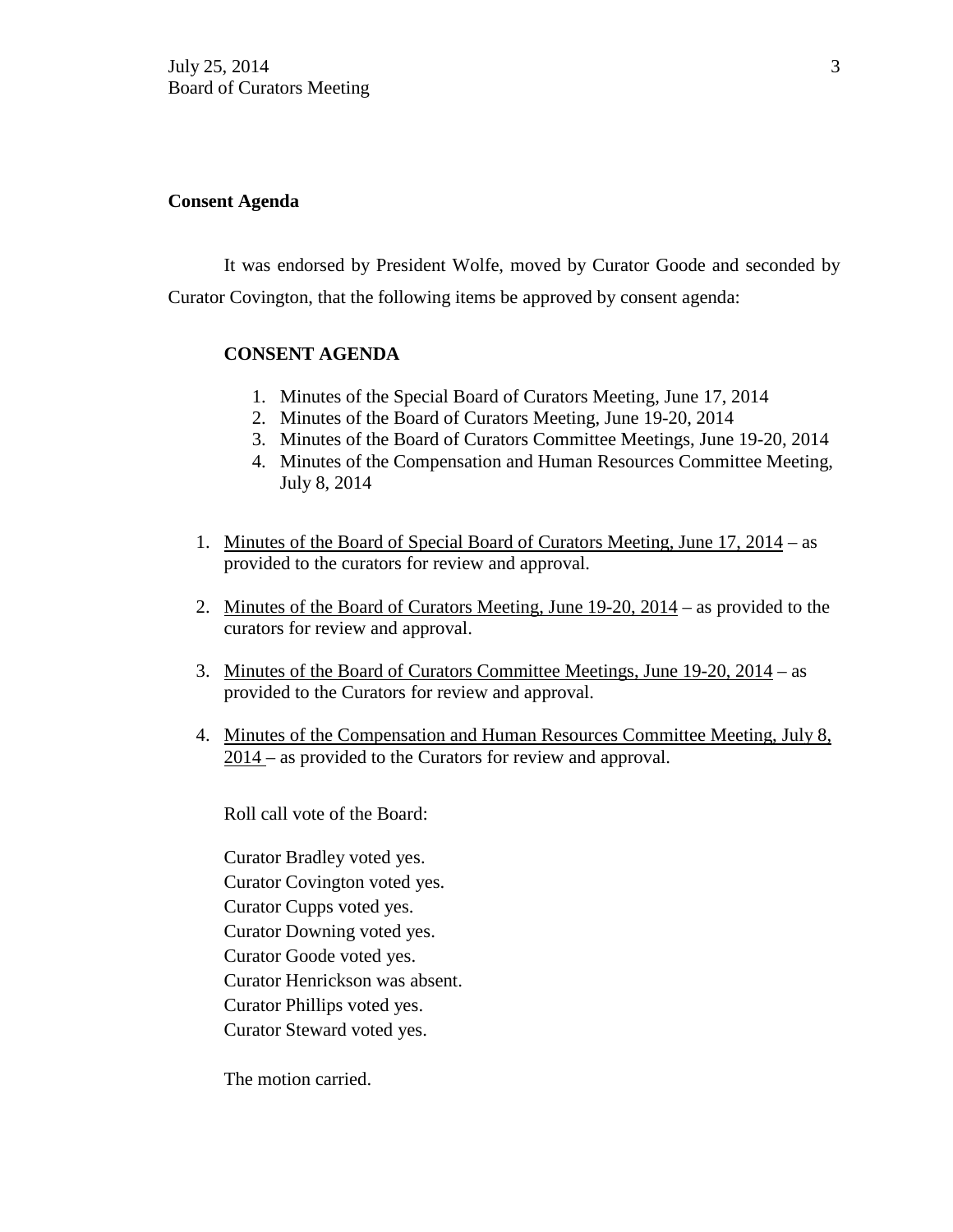**Consent Agenda**

It was endorsed by President Wolfe, moved by Curator Goode and seconded by Curator Covington, that the following items be approved by consent agenda:

**CONSENT AGENDA**

1. Minutes of the Special Board of Curators Meeting, June 17, 2014
2. Minutes of the Board of Curators Meeting, June 19-20, 2014
3. Minutes of the Board of Curators Committee Meetings, June 19-20, 2014
4. Minutes of the Compensation and Human Resources Committee Meeting, July 8, 2014

1. Minutes of the Board of Special Board of Curators Meeting, June 17, 2014 – as provided to the curators for review and approval.

2. Minutes of the Board of Curators Meeting, June 19-20, 2014 – as provided to the curators for review and approval.

3. Minutes of the Board of Curators Committee Meetings, June 19-20, 2014 – as provided to the Curators for review and approval.

4. Minutes of the Compensation and Human Resources Committee Meeting, July 8, 2014 – as provided to the Curators for review and approval.

Roll call vote of the Board:

Curator Bradley voted yes.
Curator Covington voted yes.
Curator Cupps voted yes.
Curator Downing voted yes.
Curator Goode voted yes.
Curator Henrickson was absent.
Curator Phillips voted yes.
Curator Steward voted yes.

The motion carried.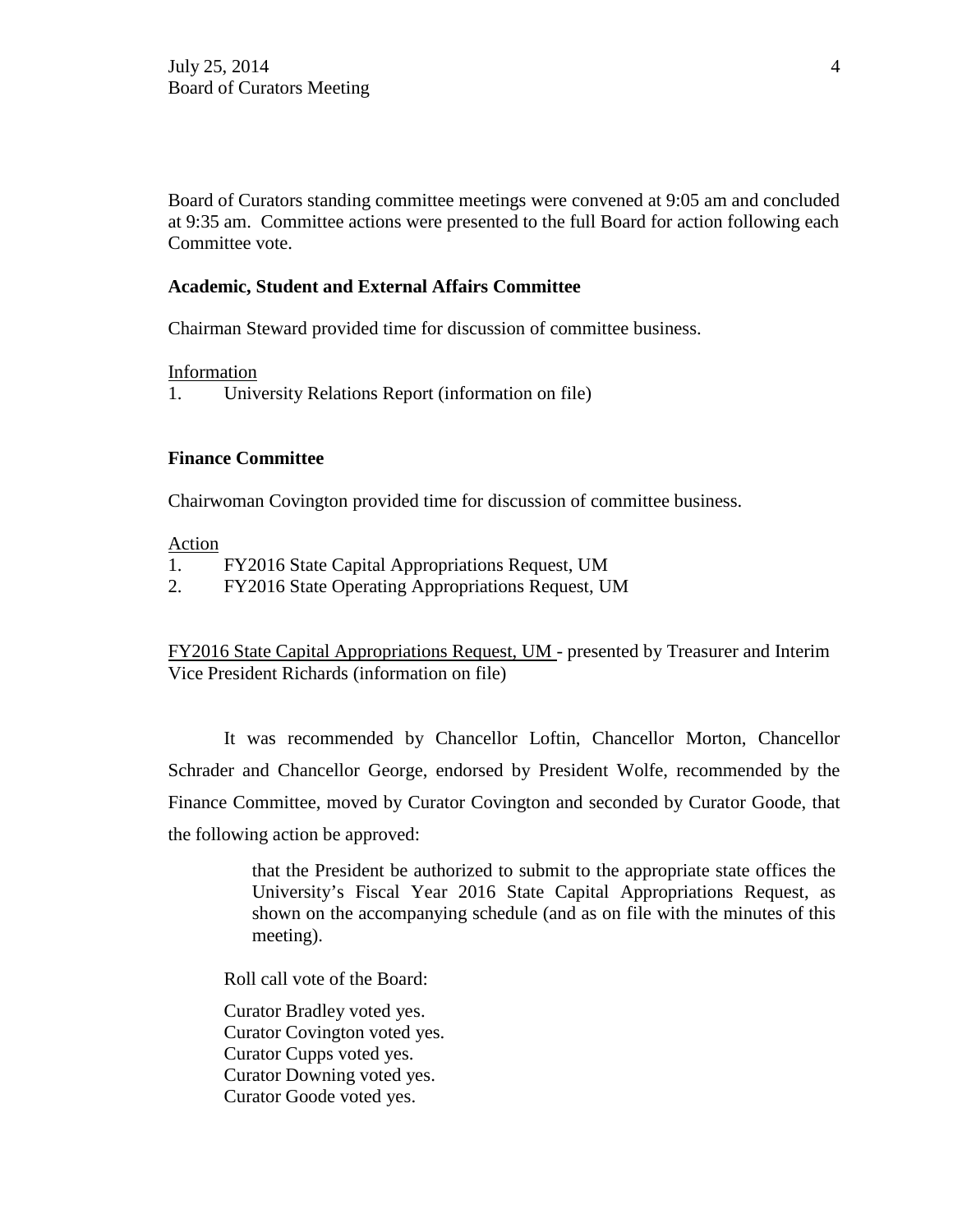Board of Curators standing committee meetings were convened at 9:05 am and concluded at 9:35 am. Committee actions were presented to the full Board for action following each Committee vote.

**Academic, Student and External Affairs Committee**

Chairman Steward provided time for discussion of committee business.

Information

1. University Relations Report (information on file)

**Finance Committee**

Chairwoman Covington provided time for discussion of committee business.

Action

1. FY2016 State Capital Appropriations Request, UM
2. FY2016 State Operating Appropriations Request, UM

FY2016 State Capital Appropriations Request, UM - presented by Treasurer and Interim Vice President Richards (information on file)

It was recommended by Chancellor Loftin, Chancellor Morton, Chancellor Schrader and Chancellor George, endorsed by President Wolfe, recommended by the Finance Committee, moved by Curator Covington and seconded by Curator Goode, that the following action be approved:

> that the President be authorized to submit to the appropriate state offices the University's Fiscal Year 2016 State Capital Appropriations Request, as shown on the accompanying schedule (and as on file with the minutes of this meeting).

Roll call vote of the Board:

Curator Bradley voted yes.
Curator Covington voted yes.
Curator Cupps voted yes.
Curator Downing voted yes.
Curator Goode voted yes.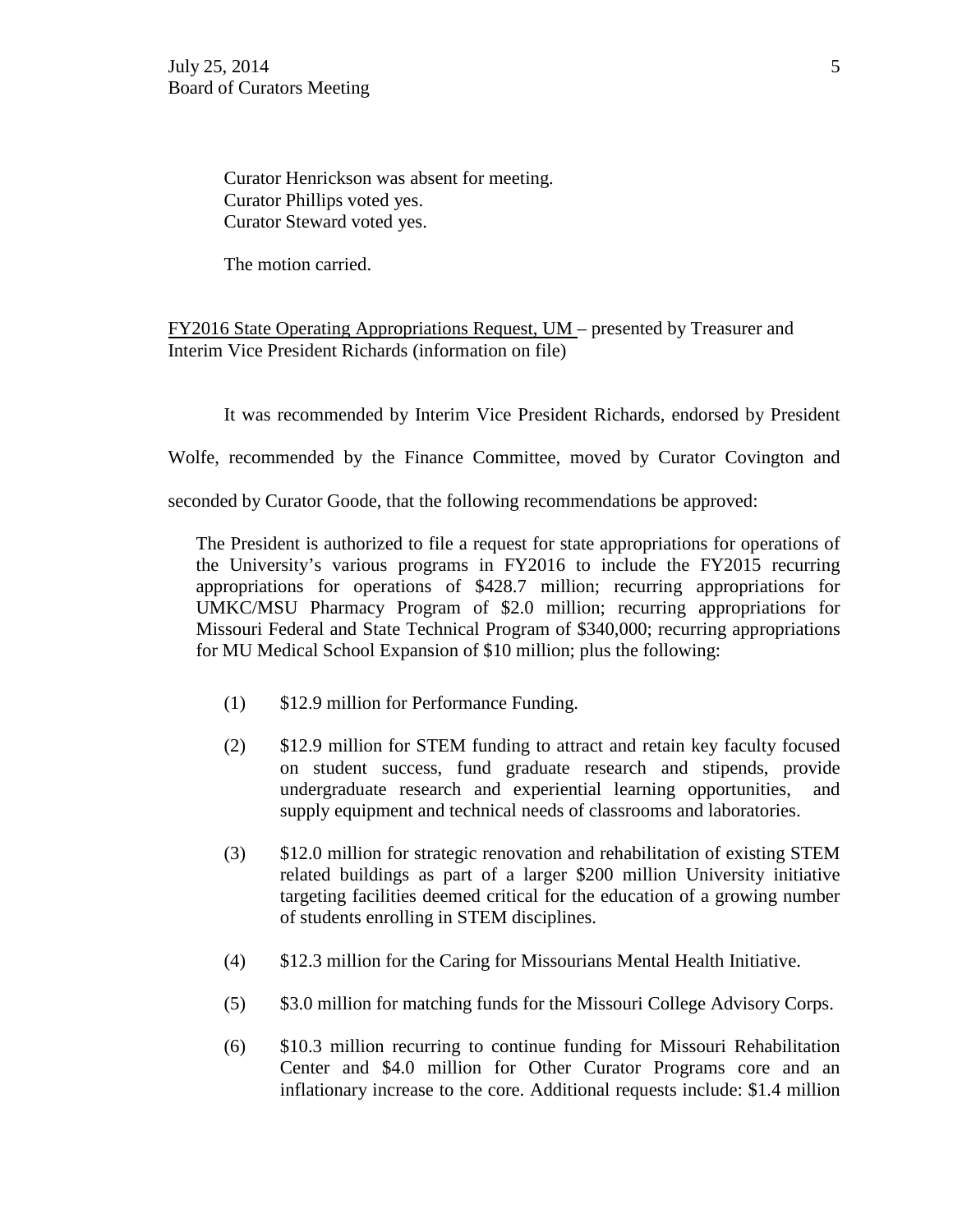Curator Henrickson was absent for meeting.
Curator Phillips voted yes.
Curator Steward voted yes.

The motion carried.

FY2016 State Operating Appropriations Request, UM – presented by Treasurer and Interim Vice President Richards (information on file)

It was recommended by Interim Vice President Richards, endorsed by President Wolfe, recommended by the Finance Committee, moved by Curator Covington and seconded by Curator Goode, that the following recommendations be approved:

> The President is authorized to file a request for state appropriations for operations of the University's various programs in FY2016 to include the FY2015 recurring appropriations for operations of $428.7 million; recurring appropriations for UMKC/MSU Pharmacy Program of $2.0 million; recurring appropriations for Missouri Federal and State Technical Program of $340,000; recurring appropriations for MU Medical School Expansion of $10 million; plus the following:
>
> (1) $12.9 million for Performance Funding.
>
> (2) $12.9 million for STEM funding to attract and retain key faculty focused on student success, fund graduate research and stipends, provide undergraduate research and experiential learning opportunities, and supply equipment and technical needs of classrooms and laboratories.
>
> (3) $12.0 million for strategic renovation and rehabilitation of existing STEM related buildings as part of a larger $200 million University initiative targeting facilities deemed critical for the education of a growing number of students enrolling in STEM disciplines.
>
> (4) $12.3 million for the Caring for Missourians Mental Health Initiative.
>
> (5) $3.0 million for matching funds for the Missouri College Advisory Corps.
>
> (6) $10.3 million recurring to continue funding for Missouri Rehabilitation Center and $4.0 million for Other Curator Programs core and an inflationary increase to the core. Additional requests include: $1.4 million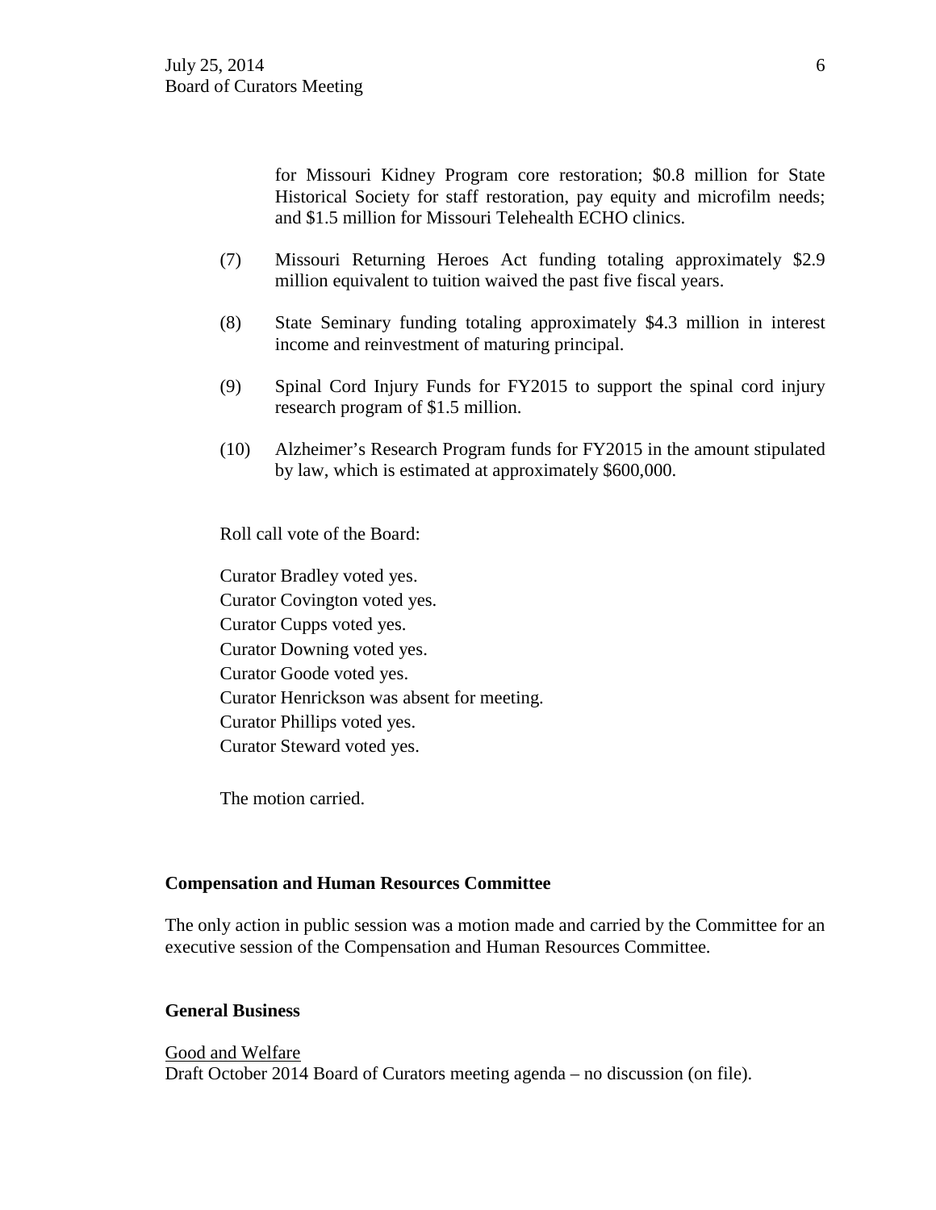for Missouri Kidney Program core restoration; $0.8 million for State Historical Society for staff restoration, pay equity and microfilm needs; and $1.5 million for Missouri Telehealth ECHO clinics.

(7) Missouri Returning Heroes Act funding totaling approximately $2.9 million equivalent to tuition waived the past five fiscal years.

(8) State Seminary funding totaling approximately $4.3 million in interest income and reinvestment of maturing principal.

(9) Spinal Cord Injury Funds for FY2015 to support the spinal cord injury research program of $1.5 million.

(10) Alzheimer's Research Program funds for FY2015 in the amount stipulated by law, which is estimated at approximately $600,000.

Roll call vote of the Board:

Curator Bradley voted yes.
Curator Covington voted yes.
Curator Cupps voted yes.
Curator Downing voted yes.
Curator Goode voted yes.
Curator Henrickson was absent for meeting.
Curator Phillips voted yes.
Curator Steward voted yes.

The motion carried.

**Compensation and Human Resources Committee**

The only action in public session was a motion made and carried by the Committee for an executive session of the Compensation and Human Resources Committee.

**General Business**

Good and Welfare
Draft October 2014 Board of Curators meeting agenda – no discussion (on file).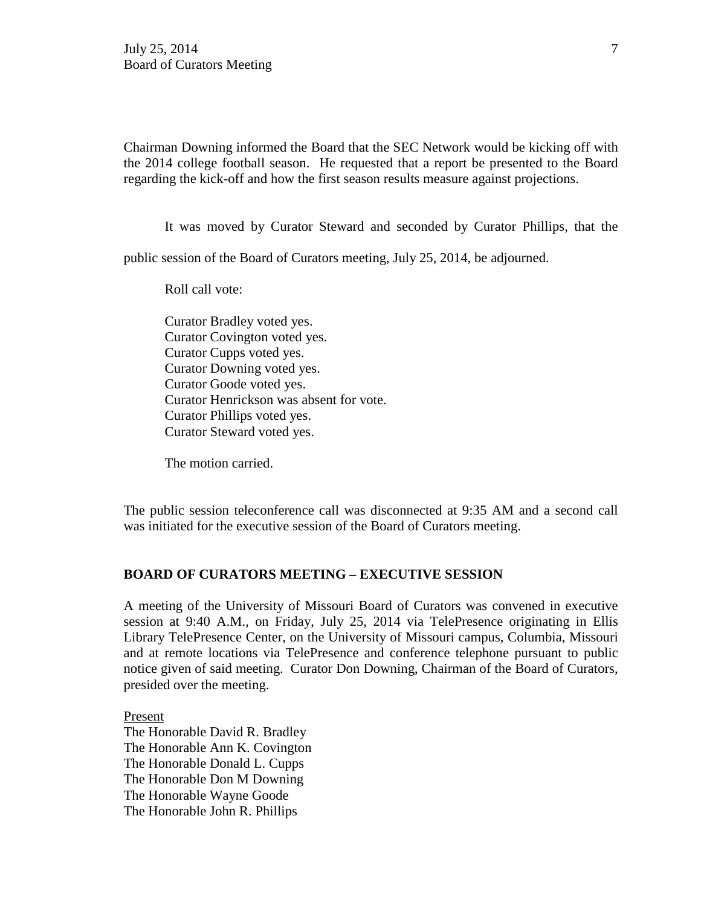Chairman Downing informed the Board that the SEC Network would be kicking off with the 2014 college football season. He requested that a report be presented to the Board regarding the kick-off and how the first season results measure against projections.

It was moved by Curator Steward and seconded by Curator Phillips, that the public session of the Board of Curators meeting, July 25, 2014, be adjourned.

Roll call vote:

Curator Bradley voted yes.
Curator Covington voted yes.
Curator Cupps voted yes.
Curator Downing voted yes.
Curator Goode voted yes.
Curator Henrickson was absent for vote.
Curator Phillips voted yes.
Curator Steward voted yes.

The motion carried.

The public session teleconference call was disconnected at 9:35 AM and a second call was initiated for the executive session of the Board of Curators meeting.

**BOARD OF CURATORS MEETING – EXECUTIVE SESSION**

A meeting of the University of Missouri Board of Curators was convened in executive session at 9:40 A.M., on Friday, July 25, 2014 via TelePresence originating in Ellis Library TelePresence Center, on the University of Missouri campus, Columbia, Missouri and at remote locations via TelePresence and conference telephone pursuant to public notice given of said meeting. Curator Don Downing, Chairman of the Board of Curators, presided over the meeting.

Present
The Honorable David R. Bradley
The Honorable Ann K. Covington
The Honorable Donald L. Cupps
The Honorable Don M Downing
The Honorable Wayne Goode
The Honorable John R. Phillips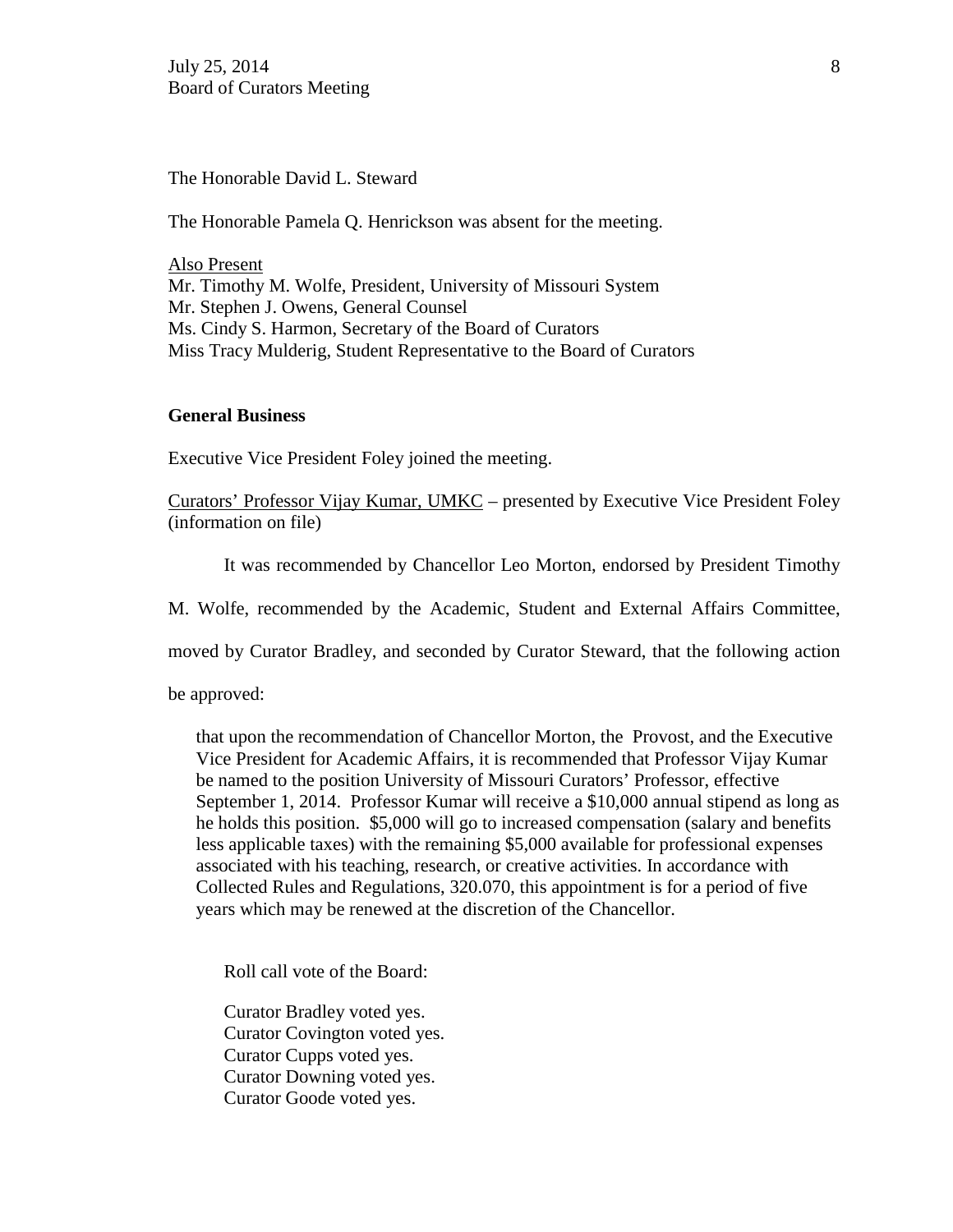The Honorable David L. Steward

The Honorable Pamela Q. Henrickson was absent for the meeting.

Also Present
Mr. Timothy M. Wolfe, President, University of Missouri System
Mr. Stephen J. Owens, General Counsel
Ms. Cindy S. Harmon, Secretary of the Board of Curators
Miss Tracy Mulderig, Student Representative to the Board of Curators

**General Business**

Executive Vice President Foley joined the meeting.

Curators' Professor Vijay Kumar, UMKC – presented by Executive Vice President Foley (information on file)

It was recommended by Chancellor Leo Morton, endorsed by President Timothy M. Wolfe, recommended by the Academic, Student and External Affairs Committee, moved by Curator Bradley, and seconded by Curator Steward, that the following action be approved:

> that upon the recommendation of Chancellor Morton, the Provost, and the Executive Vice President for Academic Affairs, it is recommended that Professor Vijay Kumar be named to the position University of Missouri Curators' Professor, effective September 1, 2014. Professor Kumar will receive a $10,000 annual stipend as long as he holds this position. $5,000 will go to increased compensation (salary and benefits less applicable taxes) with the remaining $5,000 available for professional expenses associated with his teaching, research, or creative activities. In accordance with Collected Rules and Regulations, 320.070, this appointment is for a period of five years which may be renewed at the discretion of the Chancellor.

Roll call vote of the Board:

Curator Bradley voted yes.
Curator Covington voted yes.
Curator Cupps voted yes.
Curator Downing voted yes.
Curator Goode voted yes.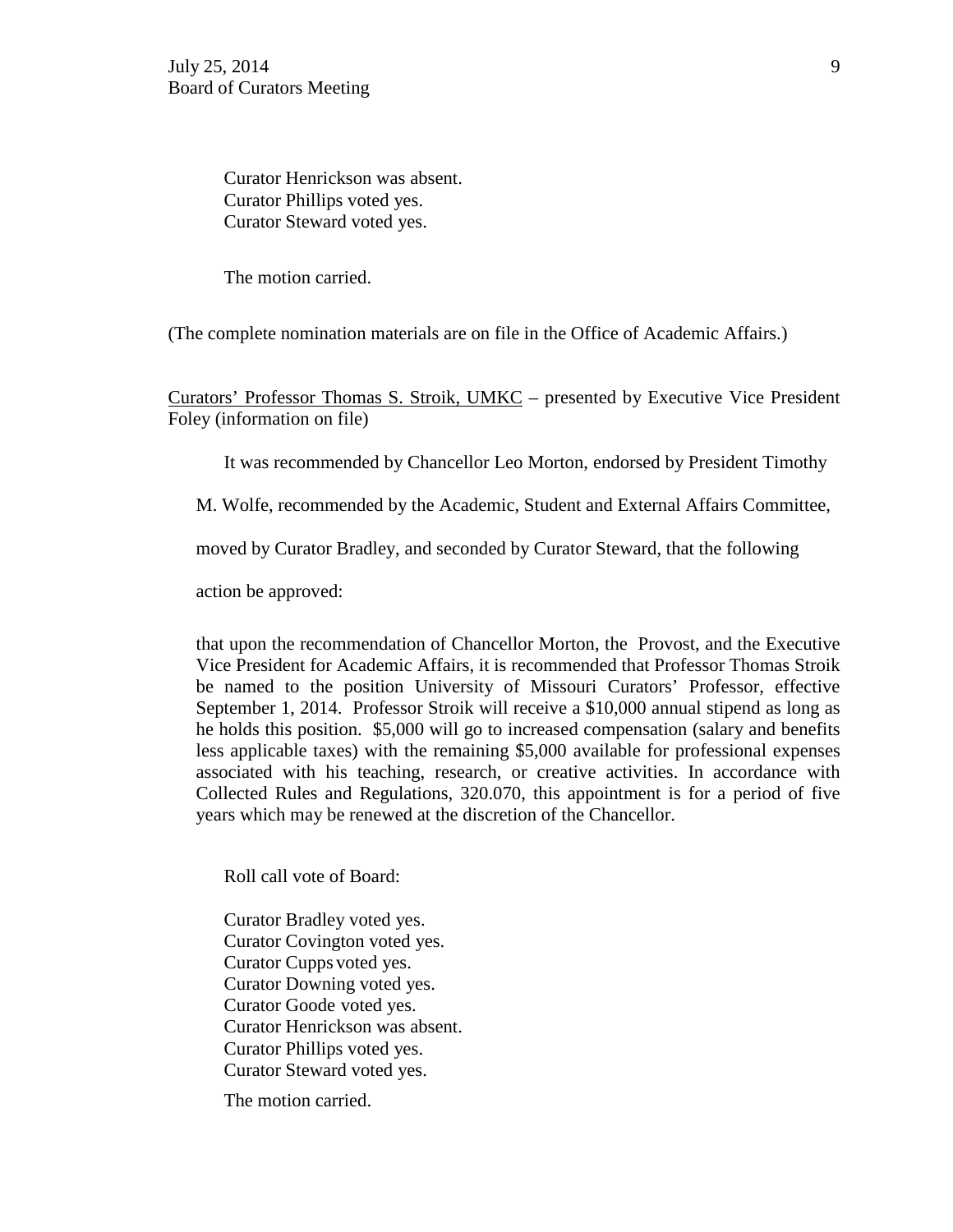Curator Henrickson was absent.
Curator Phillips voted yes.
Curator Steward voted yes.

The motion carried.

(The complete nomination materials are on file in the Office of Academic Affairs.)

<u>Curators' Professor Thomas S. Stroik, UMKC</u> – presented by Executive Vice President Foley (information on file)

It was recommended by Chancellor Leo Morton, endorsed by President Timothy M. Wolfe, recommended by the Academic, Student and External Affairs Committee, moved by Curator Bradley, and seconded by Curator Steward, that the following action be approved:

that upon the recommendation of Chancellor Morton, the Provost, and the Executive Vice President for Academic Affairs, it is recommended that Professor Thomas Stroik be named to the position University of Missouri Curators' Professor, effective September 1, 2014. Professor Stroik will receive a $10,000 annual stipend as long as he holds this position. $5,000 will go to increased compensation (salary and benefits less applicable taxes) with the remaining $5,000 available for professional expenses associated with his teaching, research, or creative activities. In accordance with Collected Rules and Regulations, 320.070, this appointment is for a period of five years which may be renewed at the discretion of the Chancellor.

Roll call vote of Board:

Curator Bradley voted yes.
Curator Covington voted yes.
Curator Cupps voted yes.
Curator Downing voted yes.
Curator Goode voted yes.
Curator Henrickson was absent.
Curator Phillips voted yes.
Curator Steward voted yes.

The motion carried.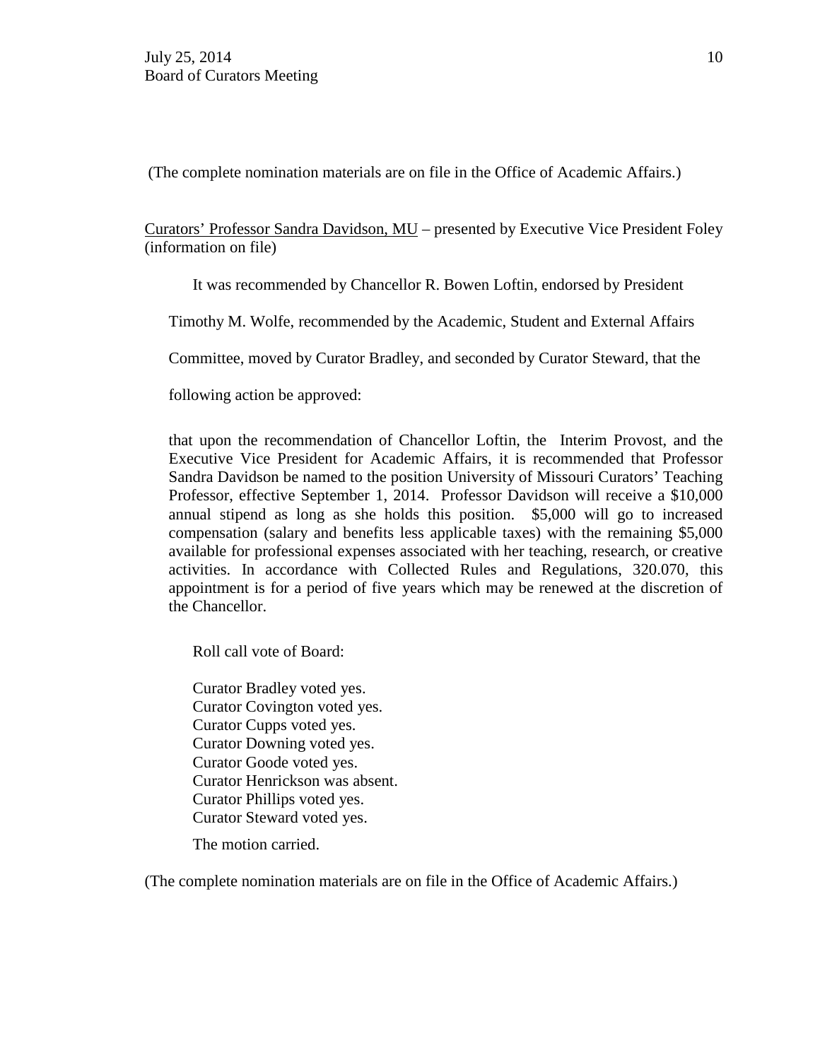(The complete nomination materials are on file in the Office of Academic Affairs.)

<u>Curators' Professor Sandra Davidson, MU</u> – presented by Executive Vice President Foley (information on file)

It was recommended by Chancellor R. Bowen Loftin, endorsed by President Timothy M. Wolfe, recommended by the Academic, Student and External Affairs Committee, moved by Curator Bradley, and seconded by Curator Steward, that the following action be approved:

that upon the recommendation of Chancellor Loftin, the Interim Provost, and the Executive Vice President for Academic Affairs, it is recommended that Professor Sandra Davidson be named to the position University of Missouri Curators' Teaching Professor, effective September 1, 2014. Professor Davidson will receive a $10,000 annual stipend as long as she holds this position. $5,000 will go to increased compensation (salary and benefits less applicable taxes) with the remaining $5,000 available for professional expenses associated with her teaching, research, or creative activities. In accordance with Collected Rules and Regulations, 320.070, this appointment is for a period of five years which may be renewed at the discretion of the Chancellor.

Roll call vote of Board:

Curator Bradley voted yes.
Curator Covington voted yes.
Curator Cupps voted yes.
Curator Downing voted yes.
Curator Goode voted yes.
Curator Henrickson was absent.
Curator Phillips voted yes.
Curator Steward voted yes.

The motion carried.

(The complete nomination materials are on file in the Office of Academic Affairs.)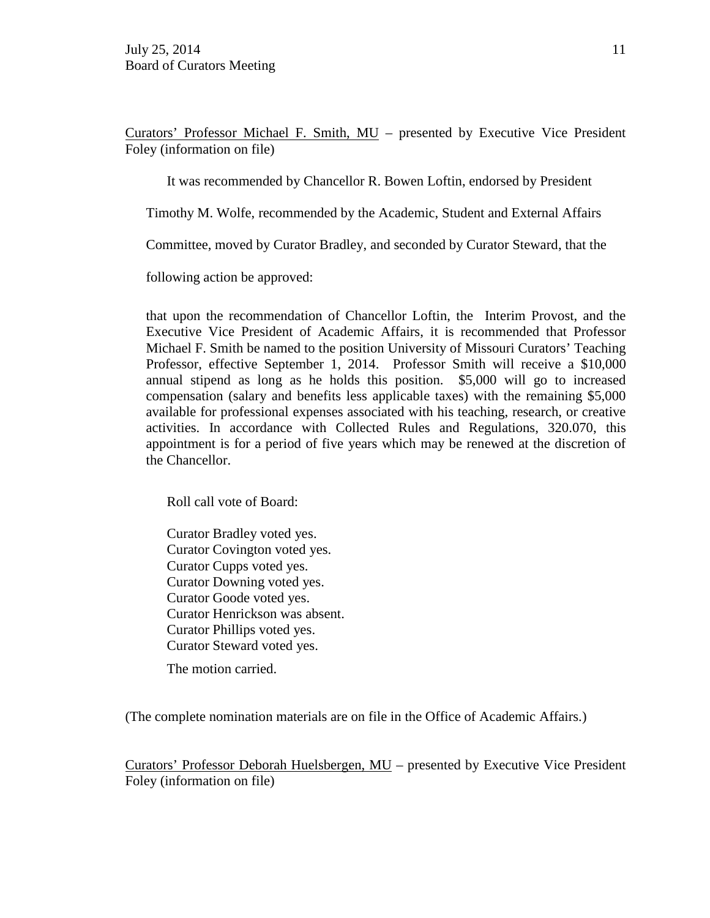Curators' Professor Michael F. Smith, MU – presented by Executive Vice President Foley (information on file)

It was recommended by Chancellor R. Bowen Loftin, endorsed by President Timothy M. Wolfe, recommended by the Academic, Student and External Affairs Committee, moved by Curator Bradley, and seconded by Curator Steward, that the following action be approved:

that upon the recommendation of Chancellor Loftin, the Interim Provost, and the Executive Vice President of Academic Affairs, it is recommended that Professor Michael F. Smith be named to the position University of Missouri Curators' Teaching Professor, effective September 1, 2014. Professor Smith will receive a $10,000 annual stipend as long as he holds this position. $5,000 will go to increased compensation (salary and benefits less applicable taxes) with the remaining $5,000 available for professional expenses associated with his teaching, research, or creative activities. In accordance with Collected Rules and Regulations, 320.070, this appointment is for a period of five years which may be renewed at the discretion of the Chancellor.

Roll call vote of Board:

Curator Bradley voted yes.
Curator Covington voted yes.
Curator Cupps voted yes.
Curator Downing voted yes.
Curator Goode voted yes.
Curator Henrickson was absent.
Curator Phillips voted yes.
Curator Steward voted yes.

The motion carried.

(The complete nomination materials are on file in the Office of Academic Affairs.)

Curators' Professor Deborah Huelsbergen, MU – presented by Executive Vice President Foley (information on file)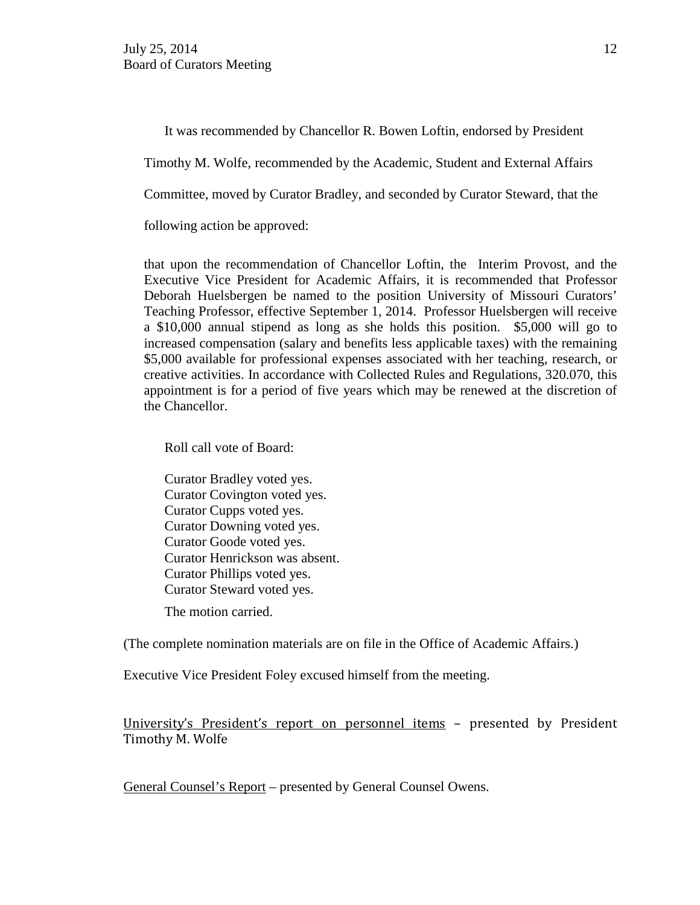It was recommended by Chancellor R. Bowen Loftin, endorsed by President Timothy M. Wolfe, recommended by the Academic, Student and External Affairs Committee, moved by Curator Bradley, and seconded by Curator Steward, that the following action be approved:

that upon the recommendation of Chancellor Loftin, the Interim Provost, and the Executive Vice President for Academic Affairs, it is recommended that Professor Deborah Huelsbergen be named to the position University of Missouri Curators' Teaching Professor, effective September 1, 2014. Professor Huelsbergen will receive a $10,000 annual stipend as long as she holds this position. $5,000 will go to increased compensation (salary and benefits less applicable taxes) with the remaining $5,000 available for professional expenses associated with her teaching, research, or creative activities. In accordance with Collected Rules and Regulations, 320.070, this appointment is for a period of five years which may be renewed at the discretion of the Chancellor.

Roll call vote of Board:

Curator Bradley voted yes.
Curator Covington voted yes.
Curator Cupps voted yes.
Curator Downing voted yes.
Curator Goode voted yes.
Curator Henrickson was absent.
Curator Phillips voted yes.
Curator Steward voted yes.

The motion carried.

(The complete nomination materials are on file in the Office of Academic Affairs.)

Executive Vice President Foley excused himself from the meeting.

University's President's report on personnel items – presented by President Timothy M. Wolfe

General Counsel's Report – presented by General Counsel Owens.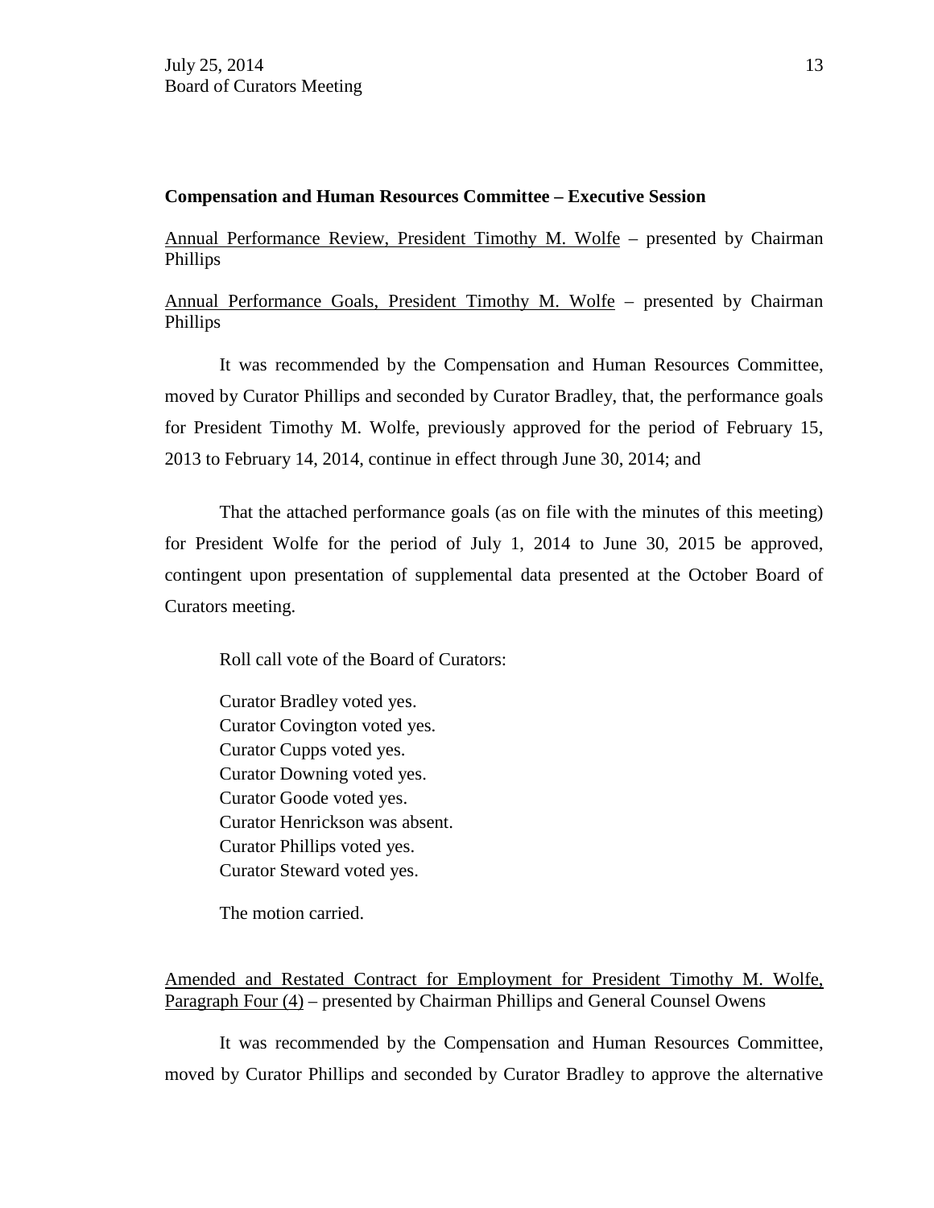**Compensation and Human Resources Committee – Executive Session**

Annual Performance Review, President Timothy M. Wolfe – presented by Chairman Phillips

Annual Performance Goals, President Timothy M. Wolfe – presented by Chairman Phillips

It was recommended by the Compensation and Human Resources Committee, moved by Curator Phillips and seconded by Curator Bradley, that, the performance goals for President Timothy M. Wolfe, previously approved for the period of February 15, 2013 to February 14, 2014, continue in effect through June 30, 2014; and

That the attached performance goals (as on file with the minutes of this meeting) for President Wolfe for the period of July 1, 2014 to June 30, 2015 be approved, contingent upon presentation of supplemental data presented at the October Board of Curators meeting.

Roll call vote of the Board of Curators:

Curator Bradley voted yes.
Curator Covington voted yes.
Curator Cupps voted yes.
Curator Downing voted yes.
Curator Goode voted yes.
Curator Henrickson was absent.
Curator Phillips voted yes.
Curator Steward voted yes.

The motion carried.

Amended and Restated Contract for Employment for President Timothy M. Wolfe, Paragraph Four (4) – presented by Chairman Phillips and General Counsel Owens

It was recommended by the Compensation and Human Resources Committee, moved by Curator Phillips and seconded by Curator Bradley to approve the alternative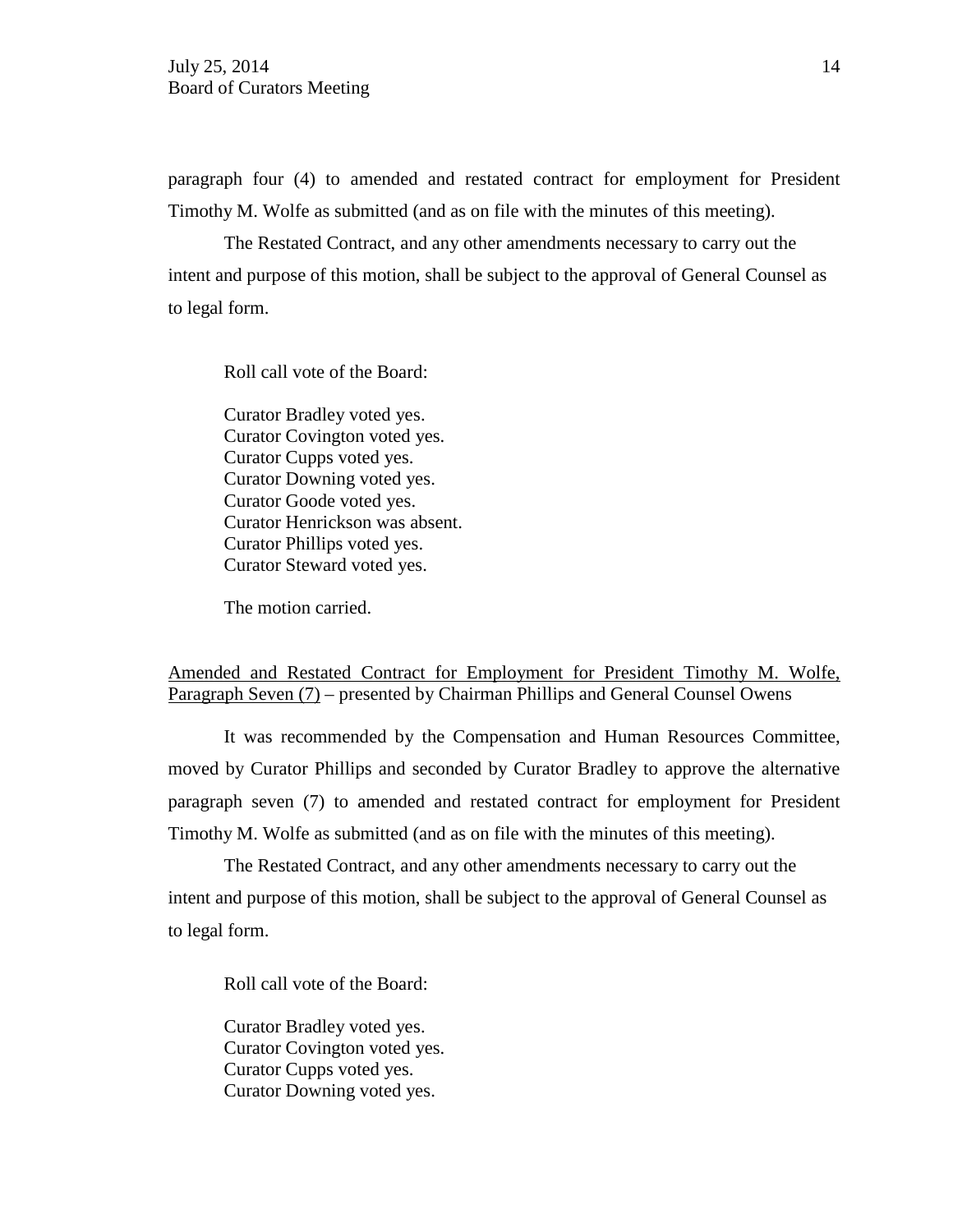paragraph four (4) to amended and restated contract for employment for President Timothy M. Wolfe as submitted (and as on file with the minutes of this meeting).

The Restated Contract, and any other amendments necessary to carry out the intent and purpose of this motion, shall be subject to the approval of General Counsel as to legal form.

Roll call vote of the Board:

Curator Bradley voted yes.
Curator Covington voted yes.
Curator Cupps voted yes.
Curator Downing voted yes.
Curator Goode voted yes.
Curator Henrickson was absent.
Curator Phillips voted yes.
Curator Steward voted yes.

The motion carried.

<u>Amended and Restated Contract for Employment for President Timothy M. Wolfe, Paragraph Seven (7)</u> – presented by Chairman Phillips and General Counsel Owens

It was recommended by the Compensation and Human Resources Committee, moved by Curator Phillips and seconded by Curator Bradley to approve the alternative paragraph seven (7) to amended and restated contract for employment for President Timothy M. Wolfe as submitted (and as on file with the minutes of this meeting).

The Restated Contract, and any other amendments necessary to carry out the intent and purpose of this motion, shall be subject to the approval of General Counsel as to legal form.

Roll call vote of the Board:

Curator Bradley voted yes.
Curator Covington voted yes.
Curator Cupps voted yes.
Curator Downing voted yes.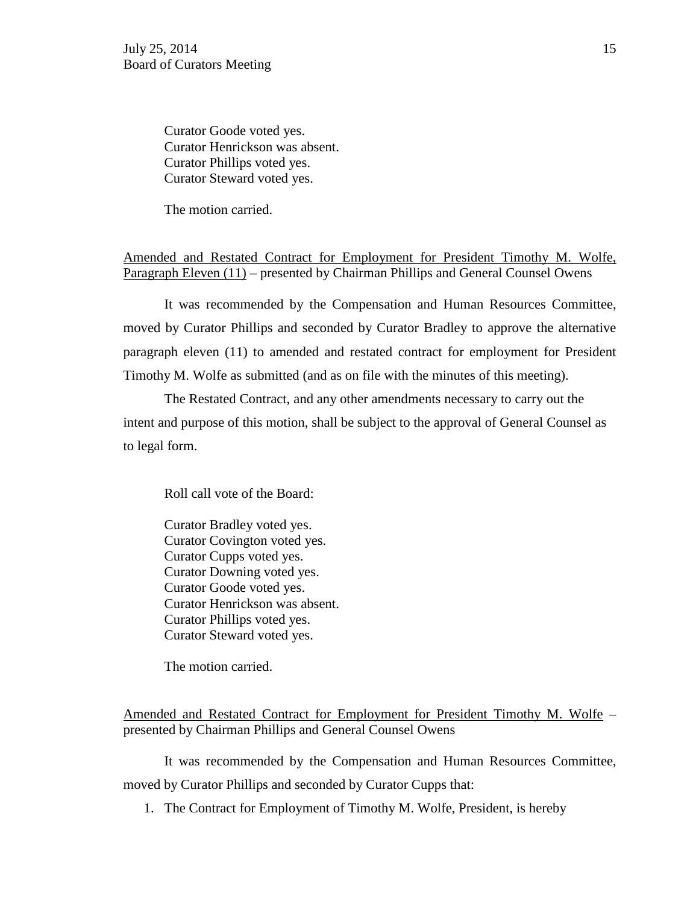Curator Goode voted yes.
Curator Henrickson was absent.
Curator Phillips voted yes.
Curator Steward voted yes.

The motion carried.

<u>Amended and Restated Contract for Employment for President Timothy M. Wolfe, Paragraph Eleven (11)</u> – presented by Chairman Phillips and General Counsel Owens

It was recommended by the Compensation and Human Resources Committee, moved by Curator Phillips and seconded by Curator Bradley to approve the alternative paragraph eleven (11) to amended and restated contract for employment for President Timothy M. Wolfe as submitted (and as on file with the minutes of this meeting).

The Restated Contract, and any other amendments necessary to carry out the intent and purpose of this motion, shall be subject to the approval of General Counsel as to legal form.

Roll call vote of the Board:

Curator Bradley voted yes.
Curator Covington voted yes.
Curator Cupps voted yes.
Curator Downing voted yes.
Curator Goode voted yes.
Curator Henrickson was absent.
Curator Phillips voted yes.
Curator Steward voted yes.

The motion carried.

<u>Amended and Restated Contract for Employment for President Timothy M. Wolfe</u> – presented by Chairman Phillips and General Counsel Owens

It was recommended by the Compensation and Human Resources Committee, moved by Curator Phillips and seconded by Curator Cupps that:

1. The Contract for Employment of Timothy M. Wolfe, President, is hereby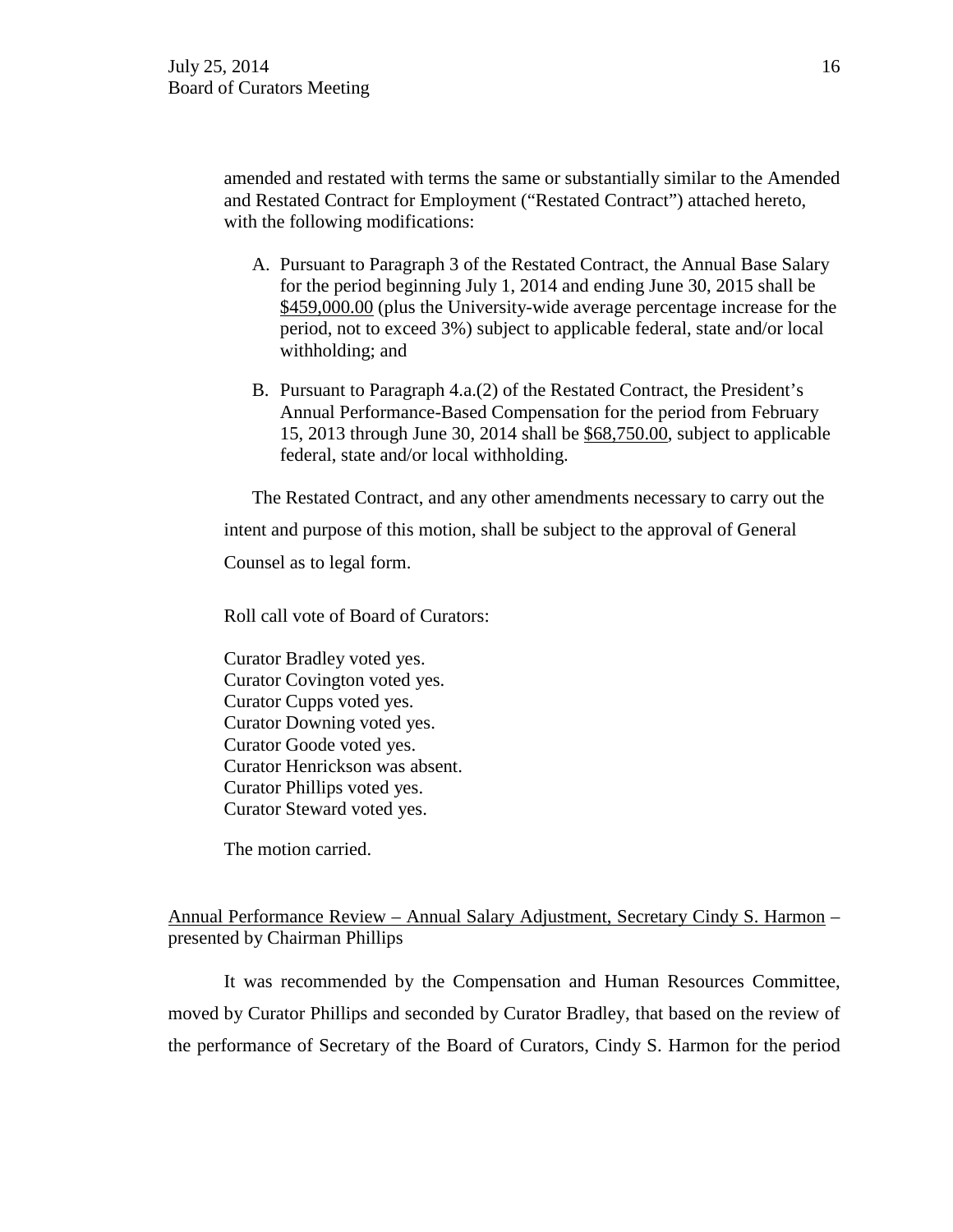amended and restated with terms the same or substantially similar to the Amended and Restated Contract for Employment ("Restated Contract") attached hereto, with the following modifications:

A. Pursuant to Paragraph 3 of the Restated Contract, the Annual Base Salary for the period beginning July 1, 2014 and ending June 30, 2015 shall be <u>$459,000.00</u> (plus the University-wide average percentage increase for the period, not to exceed 3%) subject to applicable federal, state and/or local withholding; and

B. Pursuant to Paragraph 4.a.(2) of the Restated Contract, the President's Annual Performance-Based Compensation for the period from February 15, 2013 through June 30, 2014 shall be <u>$68,750.00</u>, subject to applicable federal, state and/or local withholding.

The Restated Contract, and any other amendments necessary to carry out the intent and purpose of this motion, shall be subject to the approval of General Counsel as to legal form.

Roll call vote of Board of Curators:

Curator Bradley voted yes.
Curator Covington voted yes.
Curator Cupps voted yes.
Curator Downing voted yes.
Curator Goode voted yes.
Curator Henrickson was absent.
Curator Phillips voted yes.
Curator Steward voted yes.

The motion carried.

<u>Annual Performance Review – Annual Salary Adjustment, Secretary Cindy S. Harmon</u> – presented by Chairman Phillips

It was recommended by the Compensation and Human Resources Committee, moved by Curator Phillips and seconded by Curator Bradley, that based on the review of the performance of Secretary of the Board of Curators, Cindy S. Harmon for the period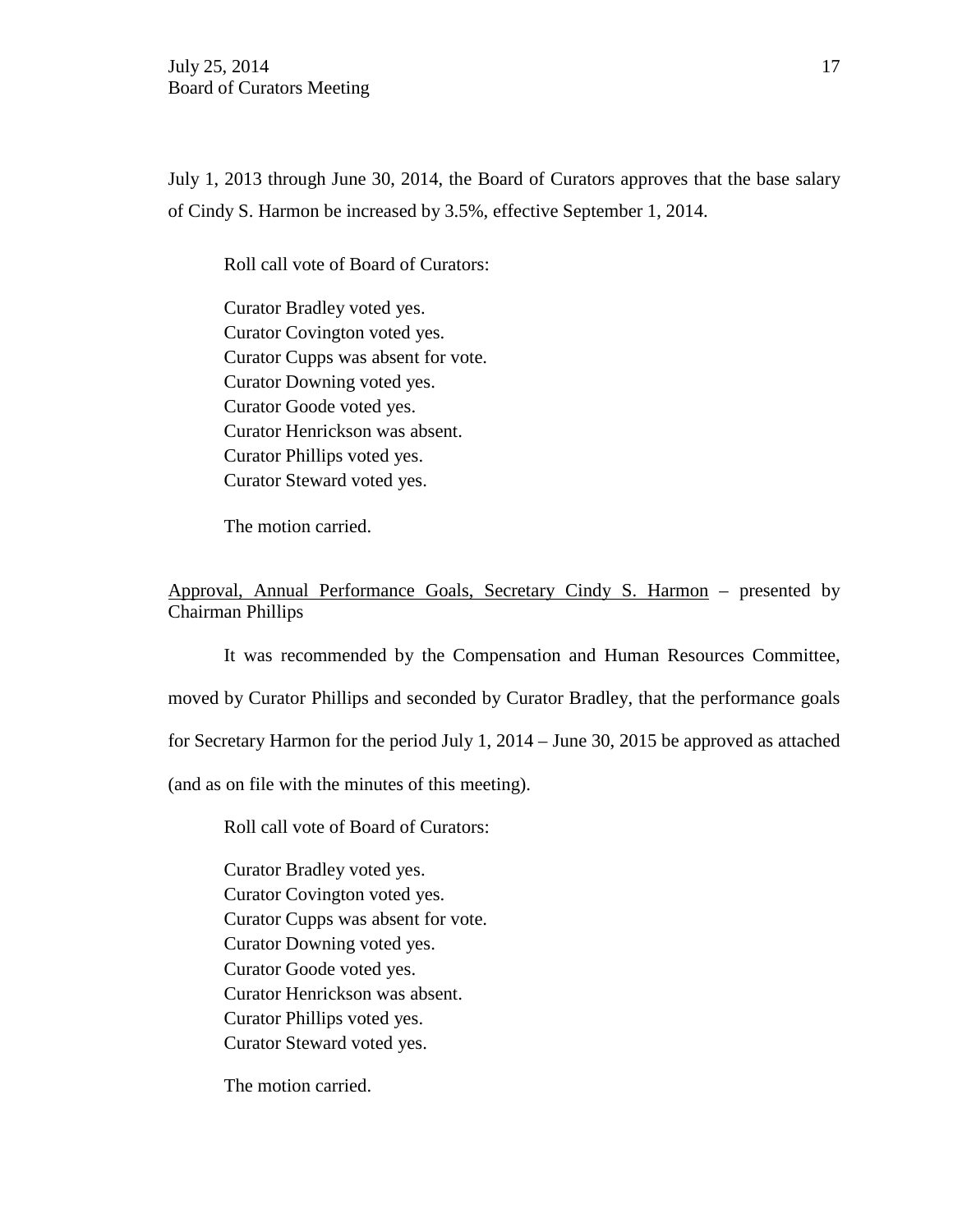July 1, 2013 through June 30, 2014, the Board of Curators approves that the base salary of Cindy S. Harmon be increased by 3.5%, effective September 1, 2014.

Roll call vote of Board of Curators:

Curator Bradley voted yes.
Curator Covington voted yes.
Curator Cupps was absent for vote.
Curator Downing voted yes.
Curator Goode voted yes.
Curator Henrickson was absent.
Curator Phillips voted yes.
Curator Steward voted yes.

The motion carried.

Approval, Annual Performance Goals, Secretary Cindy S. Harmon – presented by Chairman Phillips

It was recommended by the Compensation and Human Resources Committee, moved by Curator Phillips and seconded by Curator Bradley, that the performance goals for Secretary Harmon for the period July 1, 2014 – June 30, 2015 be approved as attached (and as on file with the minutes of this meeting).

Roll call vote of Board of Curators:

Curator Bradley voted yes.
Curator Covington voted yes.
Curator Cupps was absent for vote.
Curator Downing voted yes.
Curator Goode voted yes.
Curator Henrickson was absent.
Curator Phillips voted yes.
Curator Steward voted yes.

The motion carried.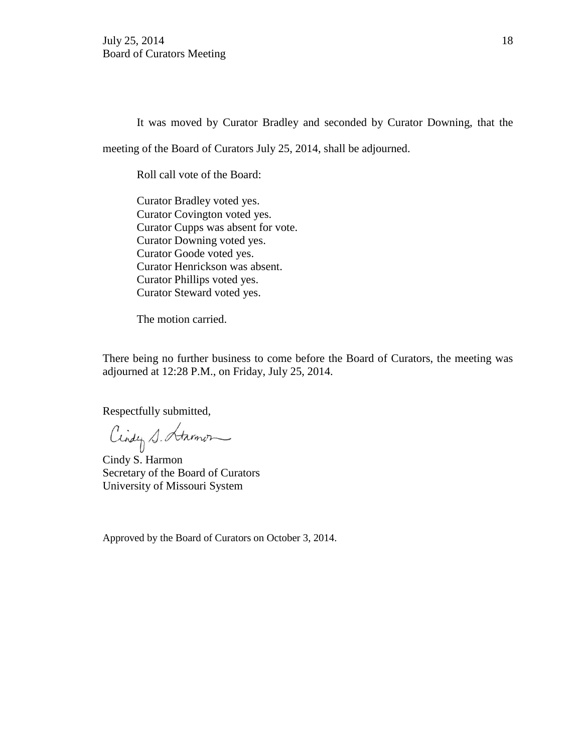It was moved by Curator Bradley and seconded by Curator Downing, that the meeting of the Board of Curators July 25, 2014, shall be adjourned.

Roll call vote of the Board:

Curator Bradley voted yes.
Curator Covington voted yes.
Curator Cupps was absent for vote.
Curator Downing voted yes.
Curator Goode voted yes.
Curator Henrickson was absent.
Curator Phillips voted yes.
Curator Steward voted yes.

The motion carried.

There being no further business to come before the Board of Curators, the meeting was adjourned at 12:28 P.M., on Friday, July 25, 2014.

Respectfully submitted,

Cindy S. Harmon
Secretary of the Board of Curators
University of Missouri System

Approved by the Board of Curators on October 3, 2014.